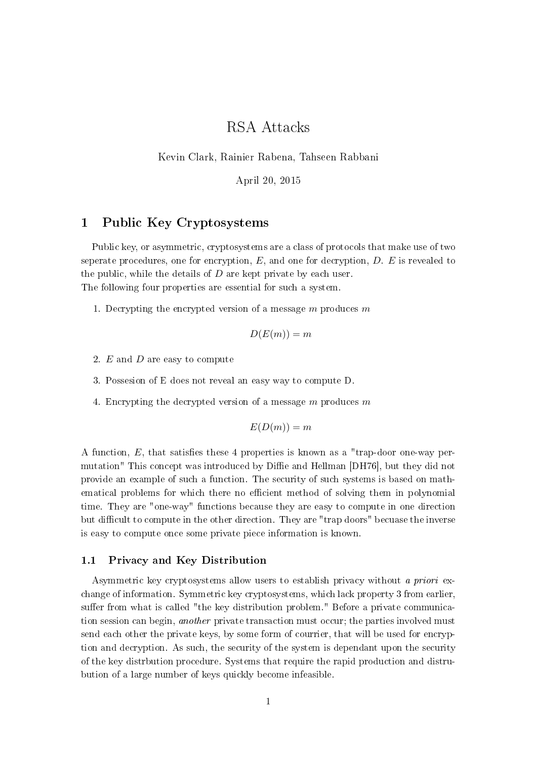# RSA Attacks

Kevin Clark, Rainier Rabena, Tahseen Rabbani

April 20, 2015

## 1 Public Key Cryptosystems

Public key, or asymmetric, cryptosystems are a class of protocols that make use of two seperate procedures, one for encryption, $E$, and one for decryption, $D$. $E$ is revealed to the public, while the details of $D$ are kept private by each user.
The following four properties are essential for such a system.

1. Decrypting the encrypted version of a message $m$ produces $m$

$$D(E(m)) = m$$

2. $E$ and $D$ are easy to compute

3. Possesion of E does not reveal an easy way to compute D.

4. Encrypting the decrypted version of a message $m$ produces $m$

$$E(D(m)) = m$$

A function, $E$, that satisfies these 4 properties is known as a "trap-door one-way permutation" This concept was introduced by Diffie and Hellman [DH76], but they did not provide an example of such a function. The security of such systems is based on mathematical problems for which there no efficient method of solving them in polynomial time. They are "one-way" functions because they are easy to compute in one direction but difficult to compute in the other direction. They are "trap doors" becuase the inverse is easy to compute once some private piece information is known.

### 1.1 Privacy and Key Distribution

Asymmetric key cryptosystems allow users to establish privacy without *a priori* exchange of information. Symmetric key cryptosystems, which lack property 3 from earlier, suffer from what is called "the key distribution problem." Before a private communication session can begin, *another* private transaction must occur; the parties involved must send each other the private keys, by some form of courrier, that will be used for encryption and decryption. As such, the security of the system is dependant upon the security of the key distrbution procedure. Systems that require the rapid production and distrubution of a large number of keys quickly become infeasible.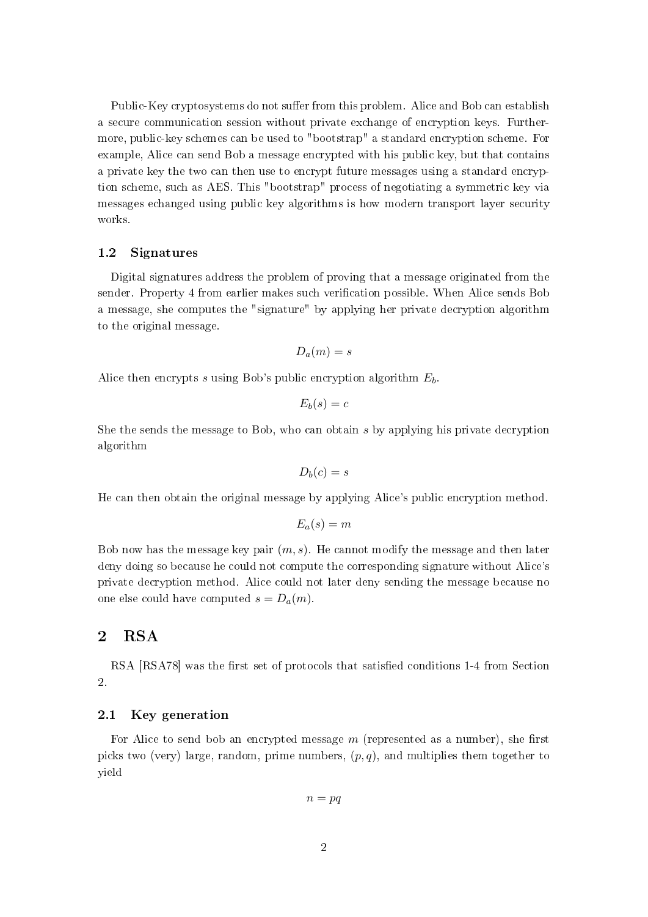Public-Key cryptosystems do not suffer from this problem. Alice and Bob can establish a secure communication session without private exchange of encryption keys. Furthermore, public-key schemes can be used to "bootstrap" a standard encryption scheme. For example, Alice can send Bob a message encrypted with his public key, but that contains a private key the two can then use to encrypt future messages using a standard encryption scheme, such as AES. This "bootstrap" process of negotiating a symmetric key via messages echanged using public key algorithms is how modern transport layer security works.

### 1.2 Signatures

Digital signatures address the problem of proving that a message originated from the sender. Property 4 from earlier makes such verification possible. When Alice sends Bob a message, she computes the "signature" by applying her private decryption algorithm to the original message.

$$D_a(m) = s$$

Alice then encrypts $s$ using Bob's public encryption algorithm $E_b$.

$$E_b(s) = c$$

She the sends the message to Bob, who can obtain $s$ by applying his private decryption algorithm

$$D_b(c) = s$$

He can then obtain the original message by applying Alice's public encryption method.

$$E_a(s) = m$$

Bob now has the message key pair $(m, s)$. He cannot modify the message and then later deny doing so because he could not compute the corresponding signature without Alice's private decryption method. Alice could not later deny sending the message because no one else could have computed $s = D_a(m)$.

## 2 RSA

RSA [RSA78] was the first set of protocols that satisfied conditions 1-4 from Section 2.

### 2.1 Key generation

For Alice to send bob an encrypted message $m$ (represented as a number), she first picks two (very) large, random, prime numbers, $(p, q)$, and multiplies them together to yield

$$n = pq$$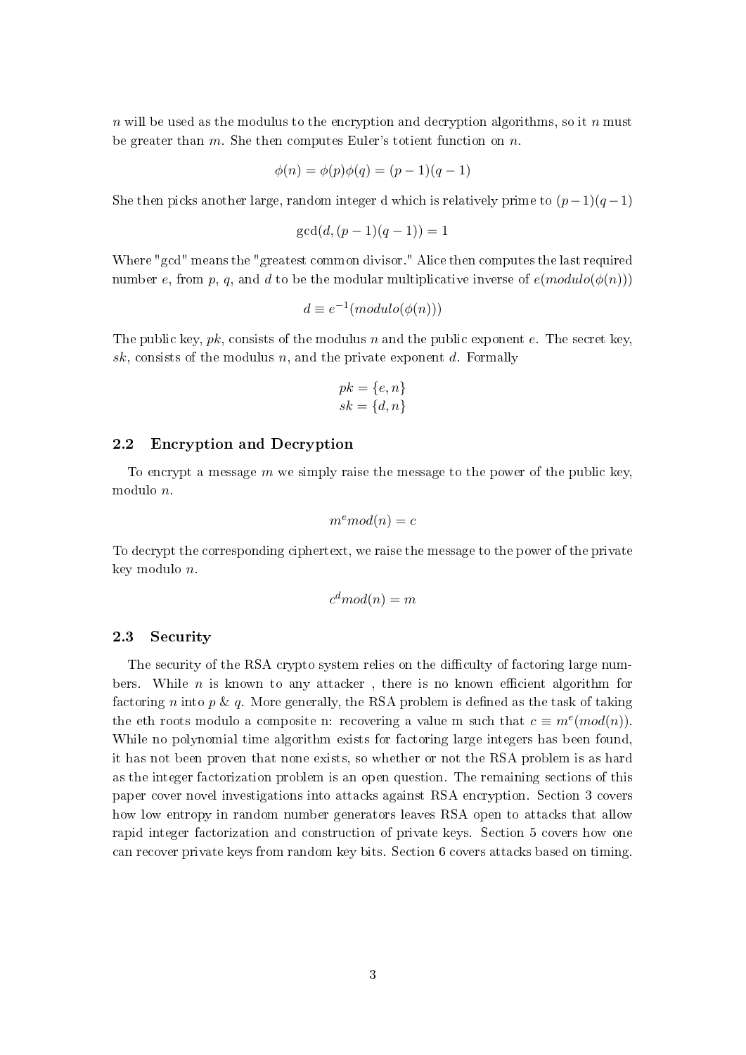$n$ will be used as the modulus to the encryption and decryption algorithms, so it $n$ must be greater than $m$. She then computes Euler's totient function on $n$.

$$\phi(n) = \phi(p)\phi(q) = (p-1)(q-1)$$

She then picks another large, random integer d which is relatively prime to $(p-1)(q-1)$

$$\gcd(d, (p-1)(q-1)) = 1$$

Where "gcd" means the "greatest common divisor." Alice then computes the last required number $e$, from $p$, $q$, and $d$ to be the modular multiplicative inverse of $e(modulo(\phi(n)))$

$$d \equiv e^{-1}(modulo(\phi(n)))$$

The public key, $pk$, consists of the modulus $n$ and the public exponent $e$. The secret key, $sk$, consists of the modulus $n$, and the private exponent $d$. Formally

$$pk = \{e, n\}$$
$$sk = \{d, n\}$$

## 2.2 Encryption and Decryption

To encrypt a message $m$ we simply raise the message to the power of the public key, modulo $n$.

$$m^e mod(n) = c$$

To decrypt the corresponding ciphertext, we raise the message to the power of the private key modulo $n$.

$$c^d mod(n) = m$$

## 2.3 Security

The security of the RSA crypto system relies on the difficulty of factoring large numbers. While $n$ is known to any attacker , there is no known efficient algorithm for factoring $n$ into $p$ & $q$. More generally, the RSA problem is defined as the task of taking the eth roots modulo a composite n: recovering a value m such that $c \equiv m^e(mod(n))$. While no polynomial time algorithm exists for factoring large integers has been found, it has not been proven that none exists, so whether or not the RSA problem is as hard as the integer factorization problem is an open question. The remaining sections of this paper cover novel investigations into attacks against RSA encryption. Section 3 covers how low entropy in random number generators leaves RSA open to attacks that allow rapid integer factorization and construction of private keys. Section 5 covers how one can recover private keys from random key bits. Section 6 covers attacks based on timing.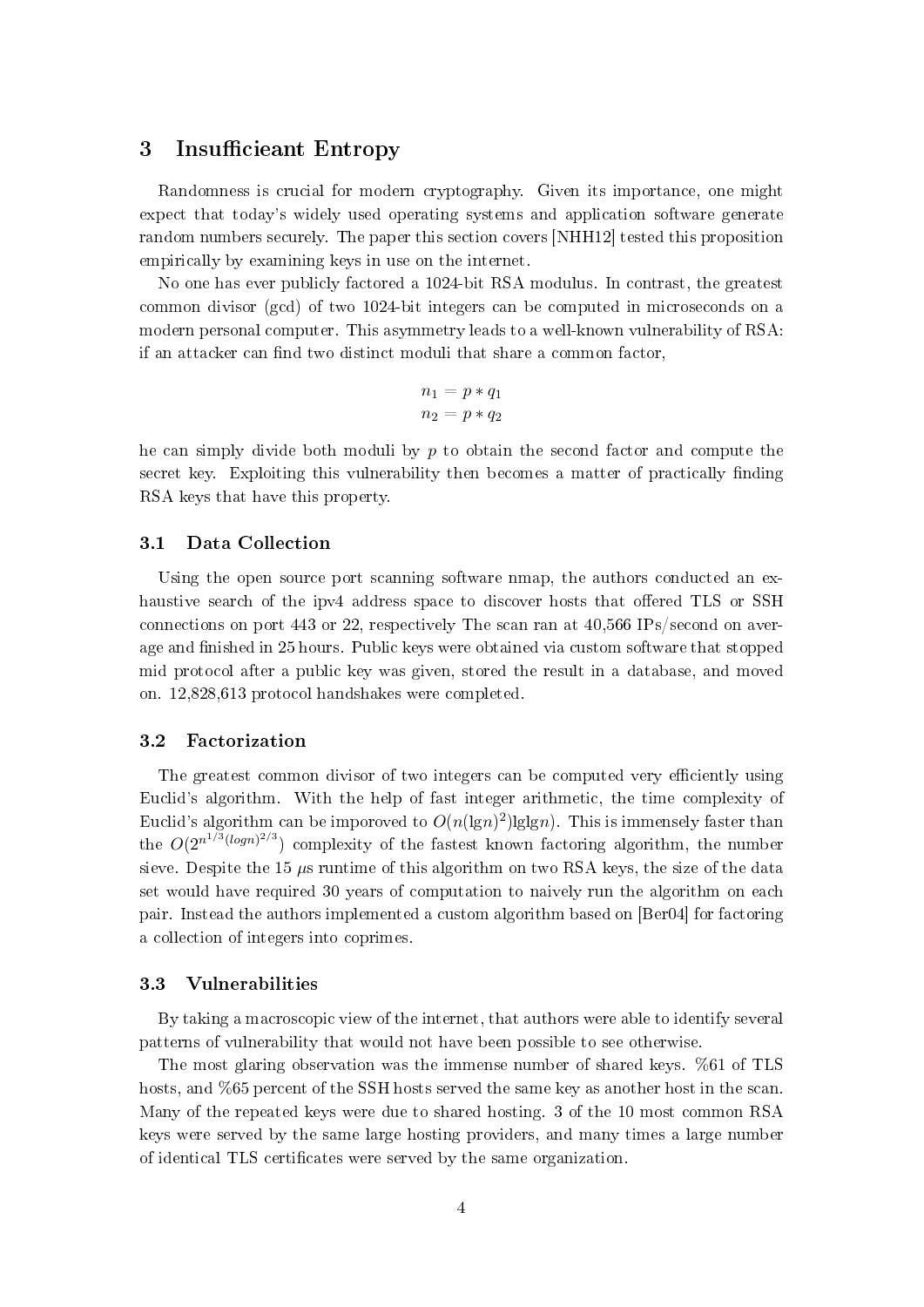## 3 Insufficieant Entropy

Randomness is crucial for modern cryptography. Given its importance, one might expect that today's widely used operating systems and application software generate random numbers securely. The paper this section covers [NHH12] tested this proposition empirically by examining keys in use on the internet.

No one has ever publicly factored a 1024-bit RSA modulus. In contrast, the greatest common divisor (gcd) of two 1024-bit integers can be computed in microseconds on a modern personal computer. This asymmetry leads to a well-known vulnerability of RSA: if an attacker can find two distinct moduli that share a common factor,

$$n_1 = p * q_1$$
$$n_2 = p * q_2$$

he can simply divide both moduli by $p$ to obtain the second factor and compute the secret key. Exploiting this vulnerability then becomes a matter of practically finding RSA keys that have this property.

### 3.1 Data Collection

Using the open source port scanning software nmap, the authors conducted an exhaustive search of the ipv4 address space to discover hosts that offered TLS or SSH connections on port 443 or 22, respectively The scan ran at 40,566 IPs/second on average and finished in 25 hours. Public keys were obtained via custom software that stopped mid protocol after a public key was given, stored the result in a database, and moved on. 12,828,613 protocol handshakes were completed.

### 3.2 Factorization

The greatest common divisor of two integers can be computed very efficiently using Euclid's algorithm. With the help of fast integer arithmetic, the time complexity of Euclid's algorithm can be imporoved to $O(n(\lg n)^2)\lg\lg n)$. This is immensely faster than the $O(2^{n^{1/3}(log n)^{2/3}})$ complexity of the fastest known factoring algorithm, the number sieve. Despite the 15 $\mu$s runtime of this algorithm on two RSA keys, the size of the data set would have required 30 years of computation to naively run the algorithm on each pair. Instead the authors implemented a custom algorithm based on [Ber04] for factoring a collection of integers into coprimes.

### 3.3 Vulnerabilities

By taking a macroscopic view of the internet, that authors were able to identify several patterns of vulnerability that would not have been possible to see otherwise.

The most glaring observation was the immense number of shared keys. %61 of TLS hosts, and %65 percent of the SSH hosts served the same key as another host in the scan. Many of the repeated keys were due to shared hosting. 3 of the 10 most common RSA keys were served by the same large hosting providers, and many times a large number of identical TLS certificates were served by the same organization.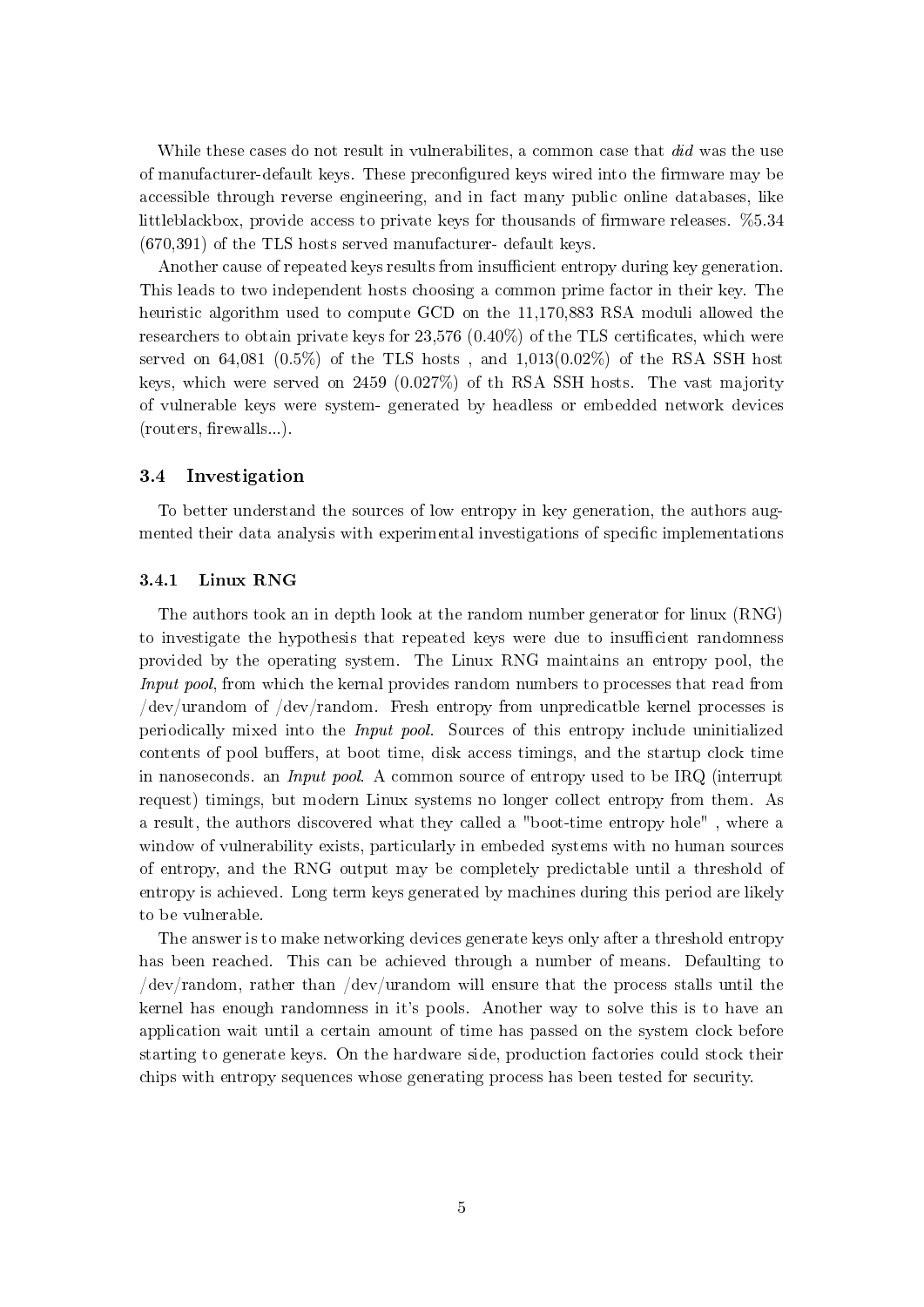While these cases do not result in vulnerabilites, a common case that *did* was the use of manufacturer-default keys. These preconfigured keys wired into the firmware may be accessible through reverse engineering, and in fact many public online databases, like littleblackbox, provide access to private keys for thousands of firmware releases. %5.34 (670,391) of the TLS hosts served manufacturer- default keys.

Another cause of repeated keys results from insufficient entropy during key generation. This leads to two independent hosts choosing a common prime factor in their key. The heuristic algorithm used to compute GCD on the 11,170,883 RSA moduli allowed the researchers to obtain private keys for 23,576 (0.40%) of the TLS certificates, which were served on 64,081 (0.5%) of the TLS hosts , and 1,013(0.02%) of the RSA SSH host keys, which were served on 2459 (0.027%) of th RSA SSH hosts. The vast majority of vulnerable keys were system- generated by headless or embedded network devices (routers, firewalls...).

## 3.4 Investigation

To better understand the sources of low entropy in key generation, the authors augmented their data analysis with experimental investigations of specific implementations

### 3.4.1 Linux RNG

The authors took an in depth look at the random number generator for linux (RNG) to investigate the hypothesis that repeated keys were due to insufficient randomness provided by the operating system. The Linux RNG maintains an entropy pool, the *Input pool*, from which the kernal provides random numbers to processes that read from /dev/urandom of /dev/random. Fresh entropy from unpredicatble kernel processes is periodically mixed into the *Input pool*. Sources of this entropy include uninitialized contents of pool buffers, at boot time, disk access timings, and the startup clock time in nanoseconds. an *Input pool*. A common source of entropy used to be IRQ (interrupt request) timings, but modern Linux systems no longer collect entropy from them. As a result, the authors discovered what they called a "boot-time entropy hole" , where a window of vulnerability exists, particularly in embeded systems with no human sources of entropy, and the RNG output may be completely predictable until a threshold of entropy is achieved. Long term keys generated by machines during this period are likely to be vulnerable.

The answer is to make networking devices generate keys only after a threshold entropy has been reached. This can be achieved through a number of means. Defaulting to /dev/random, rather than /dev/urandom will ensure that the process stalls until the kernel has enough randomness in it's pools. Another way to solve this is to have an application wait until a certain amount of time has passed on the system clock before starting to generate keys. On the hardware side, production factories could stock their chips with entropy sequences whose generating process has been tested for security.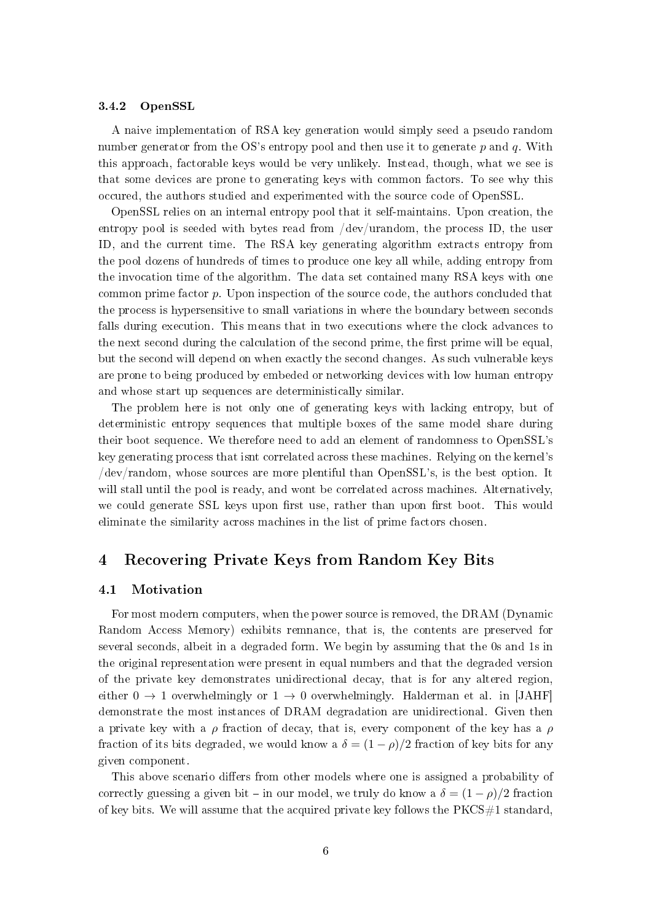### 3.4.2 OpenSSL

A naive implementation of RSA key generation would simply seed a pseudo random number generator from the OS's entropy pool and then use it to generate $p$ and $q$. With this approach, factorable keys would be very unlikely. Instead, though, what we see is that some devices are prone to generating keys with common factors. To see why this occured, the authors studied and experimented with the source code of OpenSSL.

OpenSSL relies on an internal entropy pool that it self-maintains. Upon creation, the entropy pool is seeded with bytes read from /dev/urandom, the process ID, the user ID, and the current time. The RSA key generating algorithm extracts entropy from the pool dozens of hundreds of times to produce one key all while, adding entropy from the invocation time of the algorithm. The data set contained many RSA keys with one common prime factor $p$. Upon inspection of the source code, the authors concluded that the process is hypersensitive to small variations in where the boundary between seconds falls during execution. This means that in two executions where the clock advances to the next second during the calculation of the second prime, the first prime will be equal, but the second will depend on when exactly the second changes. As such vulnerable keys are prone to being produced by embeded or networking devices with low human entropy and whose start up sequences are deterministically similar.

The problem here is not only one of generating keys with lacking entropy, but of deterministic entropy sequences that multiple boxes of the same model share during their boot sequence. We therefore need to add an element of randomness to OpenSSL's key generating process that isnt correlated across these machines. Relying on the kernel's /dev/random, whose sources are more plentiful than OpenSSL's, is the best option. It will stall until the pool is ready, and wont be correlated across machines. Alternatively, we could generate SSL keys upon first use, rather than upon first boot. This would eliminate the similarity across machines in the list of prime factors chosen.

# 4 Recovering Private Keys from Random Key Bits

## 4.1 Motivation

For most modern computers, when the power source is removed, the DRAM (Dynamic Random Access Memory) exhibits remnance, that is, the contents are preserved for several seconds, albeit in a degraded form. We begin by assuming that the 0s and 1s in the original representation were present in equal numbers and that the degraded version of the private key demonstrates unidirectional decay, that is for any altered region, either $0 \to 1$ overwhelmingly or $1 \to 0$ overwhelmingly. Halderman et al. in [JAHF] demonstrate the most instances of DRAM degradation are unidirectional. Given then a private key with a $\rho$ fraction of decay, that is, every component of the key has a $\rho$ fraction of its bits degraded, we would know a $\delta = (1 - \rho)/2$ fraction of key bits for any given component.

This above scenario differs from other models where one is assigned a probability of correctly guessing a given bit – in our model, we truly do know a $\delta = (1 - \rho)/2$ fraction of key bits. We will assume that the acquired private key follows the PKCS#1 standard,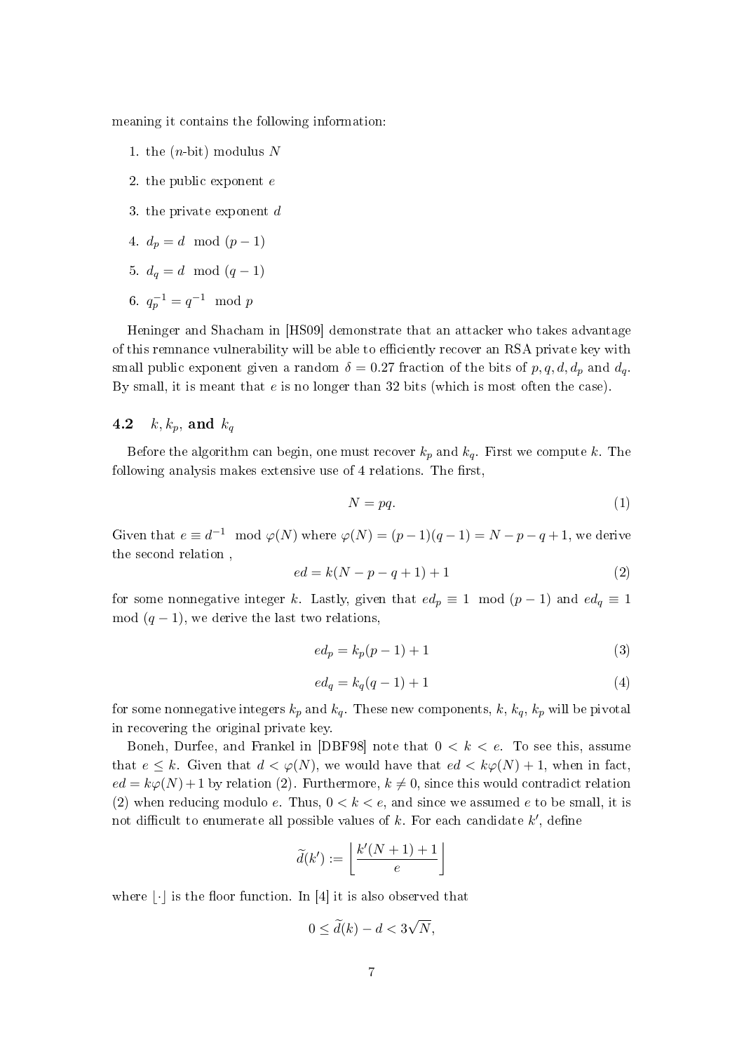meaning it contains the following information:

1. the ($n$-bit) modulus $N$
2. the public exponent $e$
3. the private exponent $d$
4. $d_p = d \mod (p-1)$
5. $d_q = d \mod (q-1)$
6. $q_p^{-1} = q^{-1} \mod p$

Heninger and Shacham in [HS09] demonstrate that an attacker who takes advantage of this remnance vulnerability will be able to efficiently recover an RSA private key with small public exponent given a random $\delta = 0.27$ fraction of the bits of $p, q, d, d_p$ and $d_q$. By small, it is meant that $e$ is no longer than 32 bits (which is most often the case).

## 4.2 $k, k_p$, and $k_q$

Before the algorithm can begin, one must recover $k_p$ and $k_q$. First we compute $k$. The following analysis makes extensive use of 4 relations. The first,

$$N = pq. \tag{1}$$

Given that $e \equiv d^{-1} \mod \varphi(N)$ where $\varphi(N) = (p-1)(q-1) = N - p - q + 1$, we derive the second relation ,

$$ed = k(N - p - q + 1) + 1 \tag{2}$$

for some nonnegative integer $k$. Lastly, given that $ed_p \equiv 1 \mod (p-1)$ and $ed_q \equiv 1 \mod (q-1)$, we derive the last two relations,

$$ed_p = k_p(p-1) + 1 \tag{3}$$

$$ed_q = k_q(q-1) + 1 \tag{4}$$

for some nonnegative integers $k_p$ and $k_q$. These new components, $k, k_q, k_p$ will be pivotal in recovering the original private key.

Boneh, Durfee, and Frankel in [DBF98] note that $0 < k < e$. To see this, assume that $e \leq k$. Given that $d < \varphi(N)$, we would have that $ed < k\varphi(N) + 1$, when in fact, $ed = k\varphi(N) + 1$ by relation (2). Furthermore, $k \neq 0$, since this would contradict relation (2) when reducing modulo $e$. Thus, $0 < k < e$, and since we assumed $e$ to be small, it is not difficult to enumerate all possible values of $k$. For each candidate $k'$, define

$$\widetilde{d}(k') := \left\lfloor \frac{k'(N+1)+1}{e} \right\rfloor$$

where $\lfloor \cdot \rfloor$ is the floor function. In [4] it is also observed that

$$0 \leq \widetilde{d}(k) - d < 3\sqrt{N},$$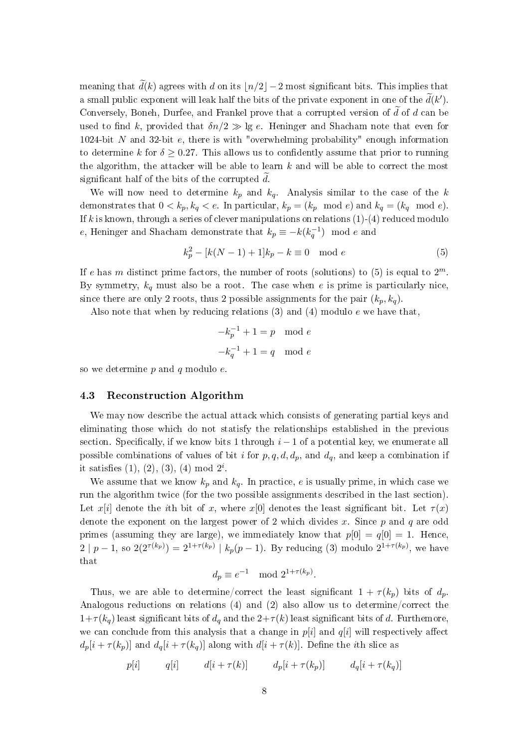meaning that $\widetilde{d}(k)$ agrees with $d$ on its $\lfloor n/2 \rfloor - 2$ most significant bits. This implies that a small public exponent will leak half the bits of the private exponent in one of the $\widetilde{d}(k')$. Conversely, Boneh, Durfee, and Frankel prove that a corrupted version of $\widetilde{d}$ of $d$ can be used to find $k$, provided that $\delta n/2 \gg \lg e$. Heninger and Shacham note that even for 1024-bit $N$ and 32-bit $e$, there is with "overwhelming probability" enough information to determine $k$ for $\delta \geq 0.27$. This allows us to confidently assume that prior to running the algorithm, the attacker will be able to learn $k$ and will be able to correct the most significant half of the bits of the corrupted $\widetilde{d}$.

We will now need to determine $k_p$ and $k_q$. Analysis similar to the case of the $k$ demonstrates that $0 < k_p, k_q < e$. In particular, $k_p = (k_p \mod e)$ and $k_q = (k_q \mod e)$. If $k$ is known, through a series of clever manipulations on relations (1)-(4) reduced modulo $e$, Heninger and Shacham demonstrate that $k_p \equiv -k(k_q^{-1}) \mod e$ and

$$k_p^2 - [k(N-1)+1]k_p - k \equiv 0 \mod e \tag{5}$$

If $e$ has $m$ distinct prime factors, the number of roots (solutions) to (5) is equal to $2^m$. By symmetry, $k_q$ must also be a root. The case when $e$ is prime is particularly nice, since there are only 2 roots, thus 2 possible assignments for the pair $(k_p, k_q)$.

Also note that when by reducing relations (3) and (4) modulo $e$ we have that,

$$-k_p^{-1} + 1 = p \mod e$$

$$-k_q^{-1} + 1 = q \mod e$$

so we determine $p$ and $q$ modulo $e$.

### 4.3 Reconstruction Algorithm

We may now describe the actual attack which consists of generating partial keys and eliminating those which do not statisfy the relationships established in the previous section. Specifically, if we know bits 1 through $i-1$ of a potential key, we enumerate all possible combinations of values of bit $i$ for $p, q, d, d_p$, and $d_q$, and keep a combination if it satisfies (1), (2), (3), (4) mod $2^i$.

We assume that we know $k_p$ and $k_q$. In practice, $e$ is usually prime, in which case we run the algorithm twice (for the two possible assignments described in the last section). Let $x[i]$ denote the $i$th bit of $x$, where $x[0]$ denotes the least significant bit. Let $\tau(x)$ denote the exponent on the largest power of 2 which divides $x$. Since $p$ and $q$ are odd primes (assuming they are large), we immediately know that $p[0] = q[0] = 1$. Hence, $2 \mid p-1$, so $2(2^{\tau(k_p)}) = 2^{1+\tau(k_p)} \mid k_p(p-1)$. By reducing (3) modulo $2^{1+\tau(k_p)}$, we have that

$$d_p \equiv e^{-1} \mod 2^{1+\tau(k_p)}.$$

Thus, we are able to determine/correct the least significant $1+\tau(k_p)$ bits of $d_p$. Analogous reductions on relations (4) and (2) also allow us to determine/correct the $1+\tau(k_q)$ least significant bits of $d_q$ and the $2+\tau(k)$ least significant bits of $d$. Furthemore, we can conclude from this analysis that a change in $p[i]$ and $q[i]$ will respectively affect $d_p[i+\tau(k_p)]$ and $d_q[i+\tau(k_q)]$ along with $d[i+\tau(k)]$. Define the $i$th slice as

$$p[i] \qquad q[i] \qquad d[i+\tau(k)] \qquad d_p[i+\tau(k_p)] \qquad d_q[i+\tau(k_q)]$$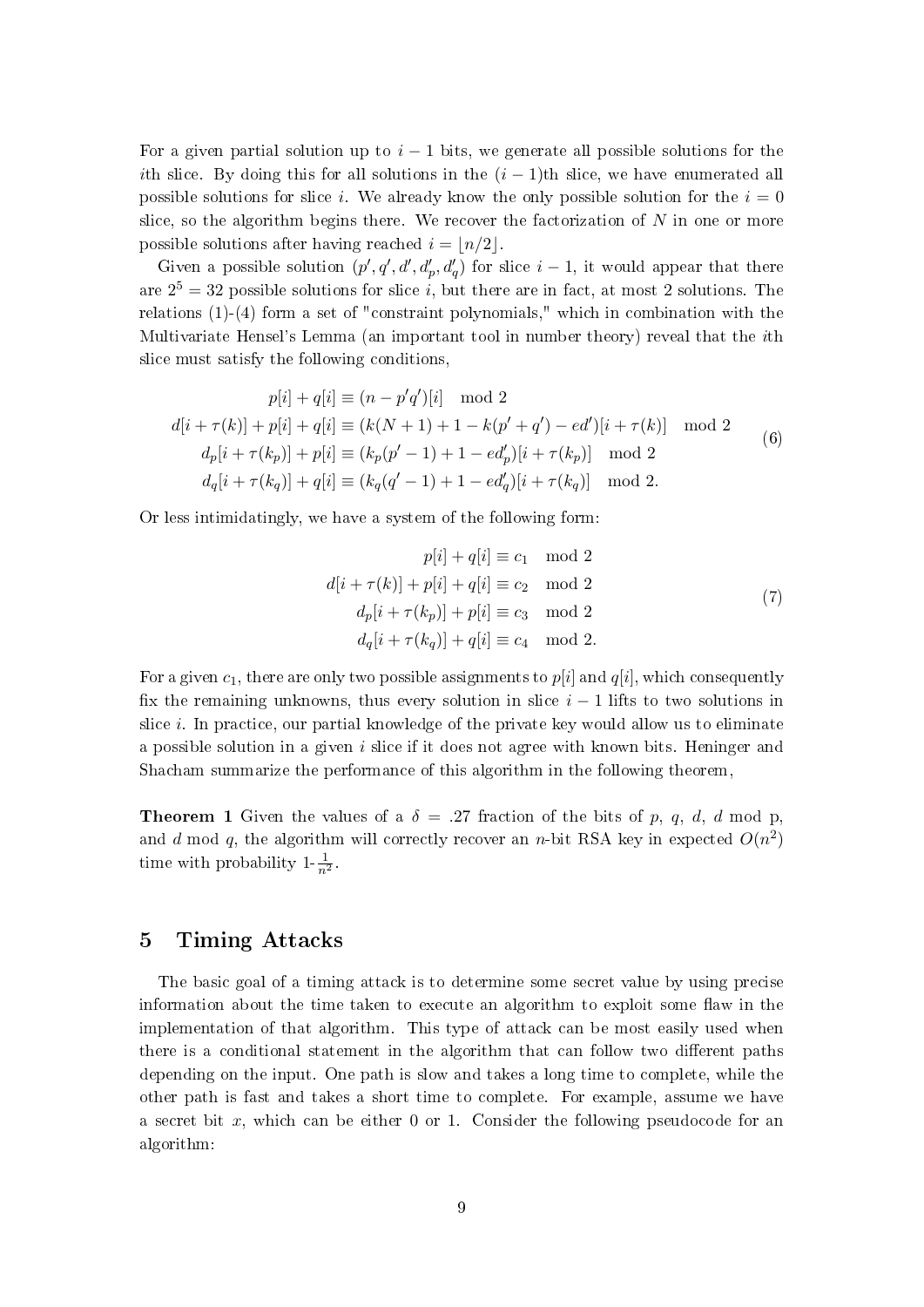For a given partial solution up to $i-1$ bits, we generate all possible solutions for the $i$th slice. By doing this for all solutions in the $(i-1)$th slice, we have enumerated all possible solutions for slice $i$. We already know the only possible solution for the $i=0$ slice, so the algorithm begins there. We recover the factorization of $N$ in one or more possible solutions after having reached $i = \lfloor n/2 \rfloor$.

Given a possible solution $(p', q', d', d'_p, d'_q)$ for slice $i-1$, it would appear that there are $2^5 = 32$ possible solutions for slice $i$, but there are in fact, at most 2 solutions. The relations (1)-(4) form a set of "constraint polynomials," which in combination with the Multivariate Hensel's Lemma (an important tool in number theory) reveal that the $i$th slice must satisfy the following conditions,

$$
\begin{aligned}
p[i] + q[i] &\equiv (n - p'q')[i] \mod 2 \\
d[i+\tau(k)] + p[i] + q[i] &\equiv (k(N+1) + 1 - k(p'+q') - ed')[i+\tau(k)] \mod 2 \\
d_p[i+\tau(k_p)] + p[i] &\equiv (k_p(p'-1) + 1 - ed'_p)[i+\tau(k_p)] \mod 2 \\
d_q[i+\tau(k_q)] + q[i] &\equiv (k_q(q'-1) + 1 - ed'_q)[i+\tau(k_q)] \mod 2.
\end{aligned}
\tag{6}
$$

Or less intimidatingly, we have a system of the following form:

$$
\begin{aligned}
p[i] + q[i] &\equiv c_1 \mod 2 \\
d[i+\tau(k)] + p[i] + q[i] &\equiv c_2 \mod 2 \\
d_p[i+\tau(k_p)] + p[i] &\equiv c_3 \mod 2 \\
d_q[i+\tau(k_q)] + q[i] &\equiv c_4 \mod 2.
\end{aligned}
\tag{7}
$$

For a given $c_1$, there are only two possible assignments to $p[i]$ and $q[i]$, which consequently fix the remaining unknowns, thus every solution in slice $i-1$ lifts to two solutions in slice $i$. In practice, our partial knowledge of the private key would allow us to eliminate a possible solution in a given $i$ slice if it does not agree with known bits. Heninger and Shacham summarize the performance of this algorithm in the following theorem,

**Theorem 1** Given the values of a $\delta = .27$ fraction of the bits of $p$, $q$, $d$, $d$ mod p, and $d$ mod $q$, the algorithm will correctly recover an $n$-bit RSA key in expected $O(n^2)$ time with probability $1 - \frac{1}{n^2}$.

## 5 Timing Attacks

The basic goal of a timing attack is to determine some secret value by using precise information about the time taken to execute an algorithm to exploit some flaw in the implementation of that algorithm. This type of attack can be most easily used when there is a conditional statement in the algorithm that can follow two different paths depending on the input. One path is slow and takes a long time to complete, while the other path is fast and takes a short time to complete. For example, assume we have a secret bit $x$, which can be either 0 or 1. Consider the following pseudocode for an algorithm: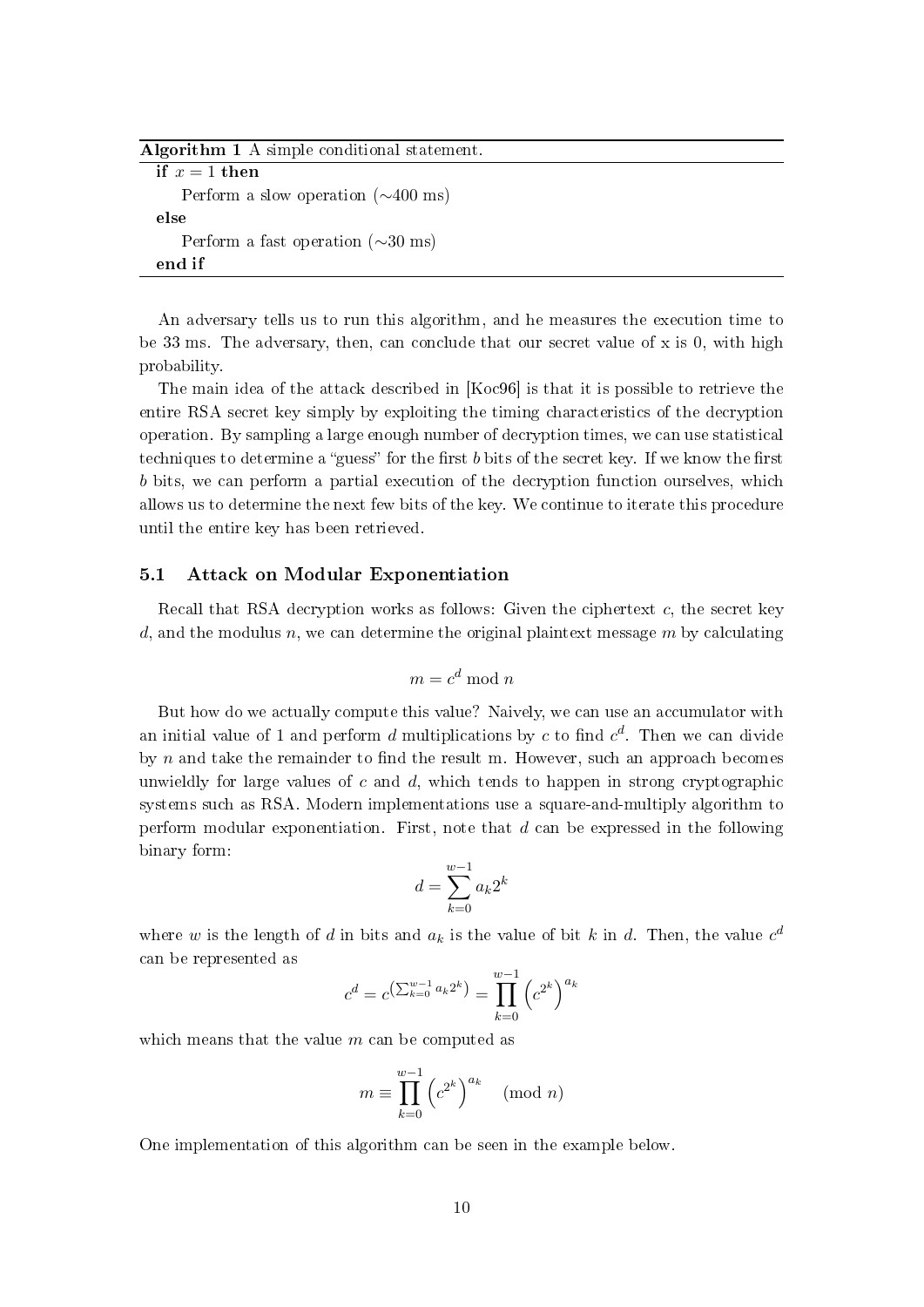**Algorithm 1** A simple conditional statement.

```
if x = 1 then
    Perform a slow operation (~400 ms)
else
    Perform a fast operation (~30 ms)
end if
```

An adversary tells us to run this algorithm, and he measures the execution time to be 33 ms. The adversary, then, can conclude that our secret value of x is 0, with high probability.

The main idea of the attack described in [Koc96] is that it is possible to retrieve the entire RSA secret key simply by exploiting the timing characteristics of the decryption operation. By sampling a large enough number of decryption times, we can use statistical techniques to determine a "guess" for the first $b$ bits of the secret key. If we know the first $b$ bits, we can perform a partial execution of the decryption function ourselves, which allows us to determine the next few bits of the key. We continue to iterate this procedure until the entire key has been retrieved.

### 5.1 Attack on Modular Exponentiation

Recall that RSA decryption works as follows: Given the ciphertext $c$, the secret key $d$, and the modulus $n$, we can determine the original plaintext message $m$ by calculating

$$m = c^d \bmod n$$

But how do we actually compute this value? Naively, we can use an accumulator with an initial value of 1 and perform $d$ multiplications by $c$ to find $c^d$. Then we can divide by $n$ and take the remainder to find the result m. However, such an approach becomes unwieldly for large values of $c$ and $d$, which tends to happen in strong cryptographic systems such as RSA. Modern implementations use a square-and-multiply algorithm to perform modular exponentiation. First, note that $d$ can be expressed in the following binary form:

$$d = \sum_{k=0}^{w-1} a_k 2^k$$

where $w$ is the length of $d$ in bits and $a_k$ is the value of bit $k$ in $d$. Then, the value $c^d$ can be represented as

$$c^d = c^{\left(\sum_{k=0}^{w-1} a_k 2^k\right)} = \prod_{k=0}^{w-1} \left(c^{2^k}\right)^{a_k}$$

which means that the value $m$ can be computed as

$$m \equiv \prod_{k=0}^{w-1} \left(c^{2^k}\right)^{a_k} \pmod{n}$$

One implementation of this algorithm can be seen in the example below.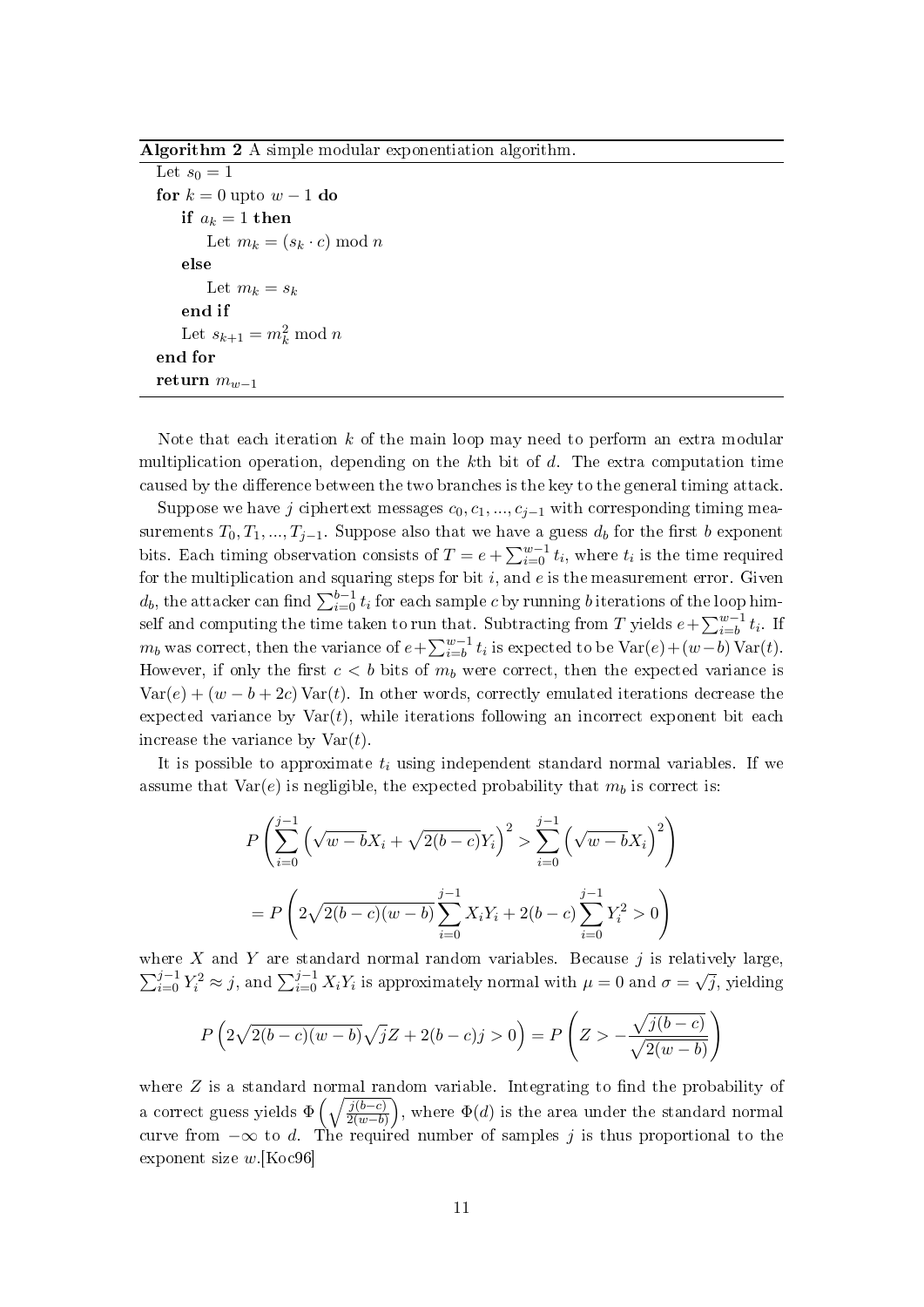**Algorithm 2** A simple modular exponentiation algorithm.

```
Let s_0 = 1
for k = 0 upto w − 1 do
    if a_k = 1 then
        Let m_k = (s_k · c) mod n
    else
        Let m_k = s_k
    end if
    Let s_{k+1} = m_k^2 mod n
end for
return m_{w−1}
```

Note that each iteration $k$ of the main loop may need to perform an extra modular multiplication operation, depending on the $k$th bit of $d$. The extra computation time caused by the difference between the two branches is the key to the general timing attack.

Suppose we have $j$ ciphertext messages $c_0, c_1, ..., c_{j-1}$ with corresponding timing measurements $T_0, T_1, ..., T_{j-1}$. Suppose also that we have a guess $d_b$ for the first $b$ exponent bits. Each timing observation consists of $T = e + \sum_{i=0}^{w-1} t_i$, where $t_i$ is the time required for the multiplication and squaring steps for bit $i$, and $e$ is the measurement error. Given $d_b$, the attacker can find $\sum_{i=0}^{b-1} t_i$ for each sample $c$ by running $b$ iterations of the loop himself and computing the time taken to run that. Subtracting from $T$ yields $e + \sum_{i=b}^{w-1} t_i$. If $m_b$ was correct, then the variance of $e + \sum_{i=b}^{w-1} t_i$ is expected to be $\mathrm{Var}(e) + (w-b)\,\mathrm{Var}(t)$. However, if only the first $c < b$ bits of $m_b$ were correct, then the expected variance is $\mathrm{Var}(e) + (w - b + 2c)\,\mathrm{Var}(t)$. In other words, correctly emulated iterations decrease the expected variance by $\mathrm{Var}(t)$, while iterations following an incorrect exponent bit each increase the variance by $\mathrm{Var}(t)$.

It is possible to approximate $t_i$ using independent standard normal variables. If we assume that $\mathrm{Var}(e)$ is negligible, the expected probability that $m_b$ is correct is:

$$P\left(\sum_{i=0}^{j-1}\left(\sqrt{w-b}X_i + \sqrt{2(b-c)}Y_i\right)^2 > \sum_{i=0}^{j-1}\left(\sqrt{w-b}X_i\right)^2\right)$$

$$= P\left(2\sqrt{2(b-c)(w-b)}\sum_{i=0}^{j-1} X_i Y_i + 2(b-c)\sum_{i=0}^{j-1} Y_i^2 > 0\right)$$

where $X$ and $Y$ are standard normal random variables. Because $j$ is relatively large, $\sum_{i=0}^{j-1} Y_i^2 \approx j$, and $\sum_{i=0}^{j-1} X_i Y_i$ is approximately normal with $\mu = 0$ and $\sigma = \sqrt{j}$, yielding

$$P\left(2\sqrt{2(b-c)(w-b)}\sqrt{j}Z + 2(b-c)j > 0\right) = P\left(Z > -\frac{\sqrt{j(b-c)}}{\sqrt{2(w-b)}}\right)$$

where $Z$ is a standard normal random variable. Integrating to find the probability of a correct guess yields $\Phi\left(\sqrt{\frac{j(b-c)}{2(w-b)}}\right)$, where $\Phi(d)$ is the area under the standard normal curve from $-\infty$ to $d$. The required number of samples $j$ is thus proportional to the exponent size $w$.[Koc96]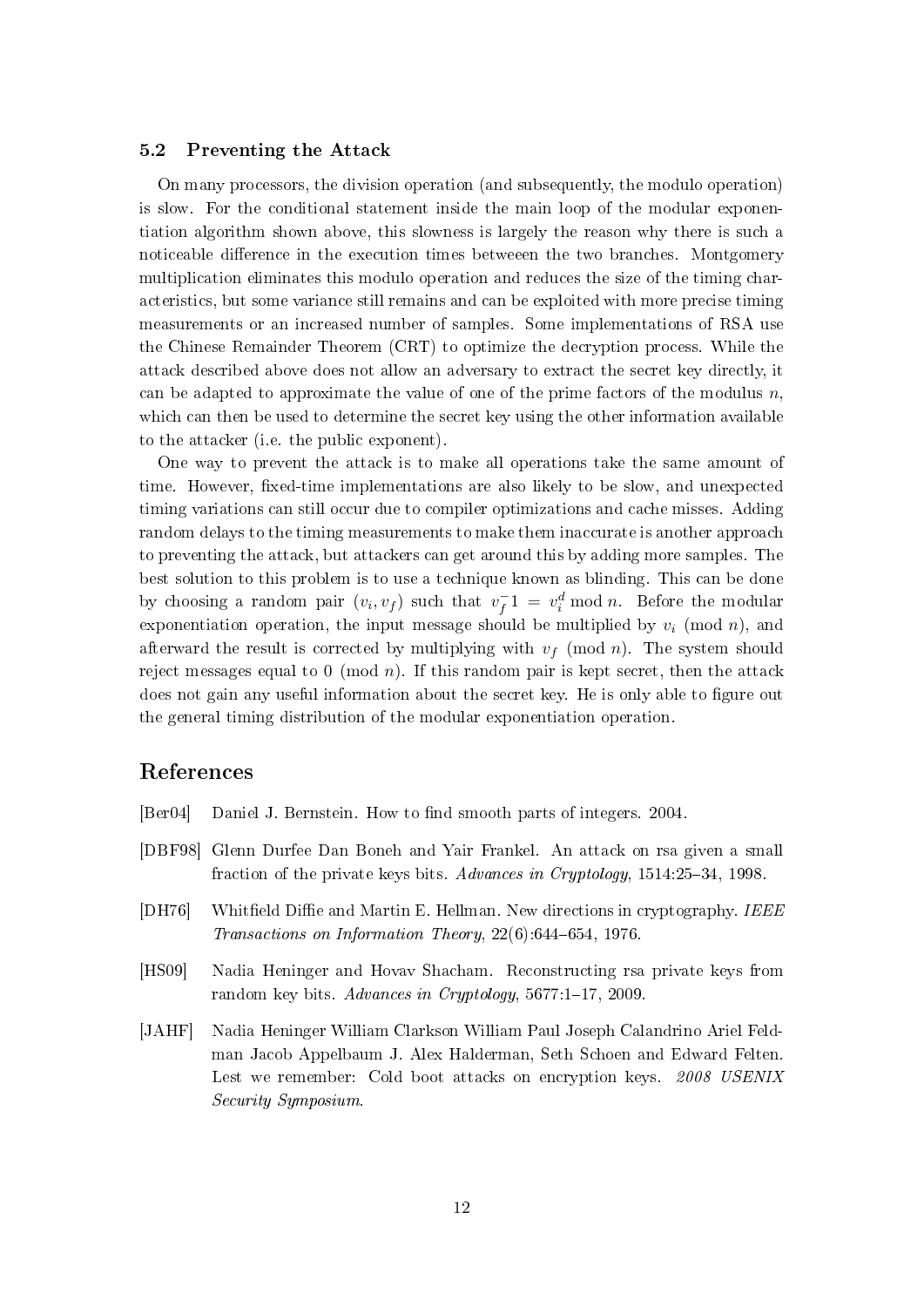### 5.2 Preventing the Attack

On many processors, the division operation (and subsequently, the modulo operation) is slow. For the conditional statement inside the main loop of the modular exponentiation algorithm shown above, this slowness is largely the reason why there is such a noticeable difference in the execution times betweeen the two branches. Montgomery multiplication eliminates this modulo operation and reduces the size of the timing characteristics, but some variance still remains and can be exploited with more precise timing measurements or an increased number of samples. Some implementations of RSA use the Chinese Remainder Theorem (CRT) to optimize the decryption process. While the attack described above does not allow an adversary to extract the secret key directly, it can be adapted to approximate the value of one of the prime factors of the modulus $n$, which can then be used to determine the secret key using the other information available to the attacker (i.e. the public exponent).

One way to prevent the attack is to make all operations take the same amount of time. However, fixed-time implementations are also likely to be slow, and unexpected timing variations can still occur due to compiler optimizations and cache misses. Adding random delays to the timing measurements to make them inaccurate is another approach to preventing the attack, but attackers can get around this by adding more samples. The best solution to this problem is to use a technique known as blinding. This can be done by choosing a random pair $(v_i, v_f)$ such that $v_f^- 1 = v_i^d \bmod n$. Before the modular exponentiation operation, the input message should be multiplied by $v_i \pmod{n}$, and afterward the result is corrected by multiplying with $v_f \pmod{n}$. The system should reject messages equal to $0 \pmod{n}$. If this random pair is kept secret, then the attack does not gain any useful information about the secret key. He is only able to figure out the general timing distribution of the modular exponentiation operation.

## References

[Ber04] Daniel J. Bernstein. How to find smooth parts of integers. 2004.

[DBF98] Glenn Durfee Dan Boneh and Yair Frankel. An attack on rsa given a small fraction of the private keys bits. *Advances in Cryptology*, 1514:25–34, 1998.

[DH76] Whitfield Diffie and Martin E. Hellman. New directions in cryptography. *IEEE Transactions on Information Theory*, 22(6):644–654, 1976.

[HS09] Nadia Heninger and Hovav Shacham. Reconstructing rsa private keys from random key bits. *Advances in Cryptology*, 5677:1–17, 2009.

[JAHF] Nadia Heninger William Clarkson William Paul Joseph Calandrino Ariel Feldman Jacob Appelbaum J. Alex Halderman, Seth Schoen and Edward Felten. Lest we remember: Cold boot attacks on encryption keys. *2008 USENIX Security Symposium*.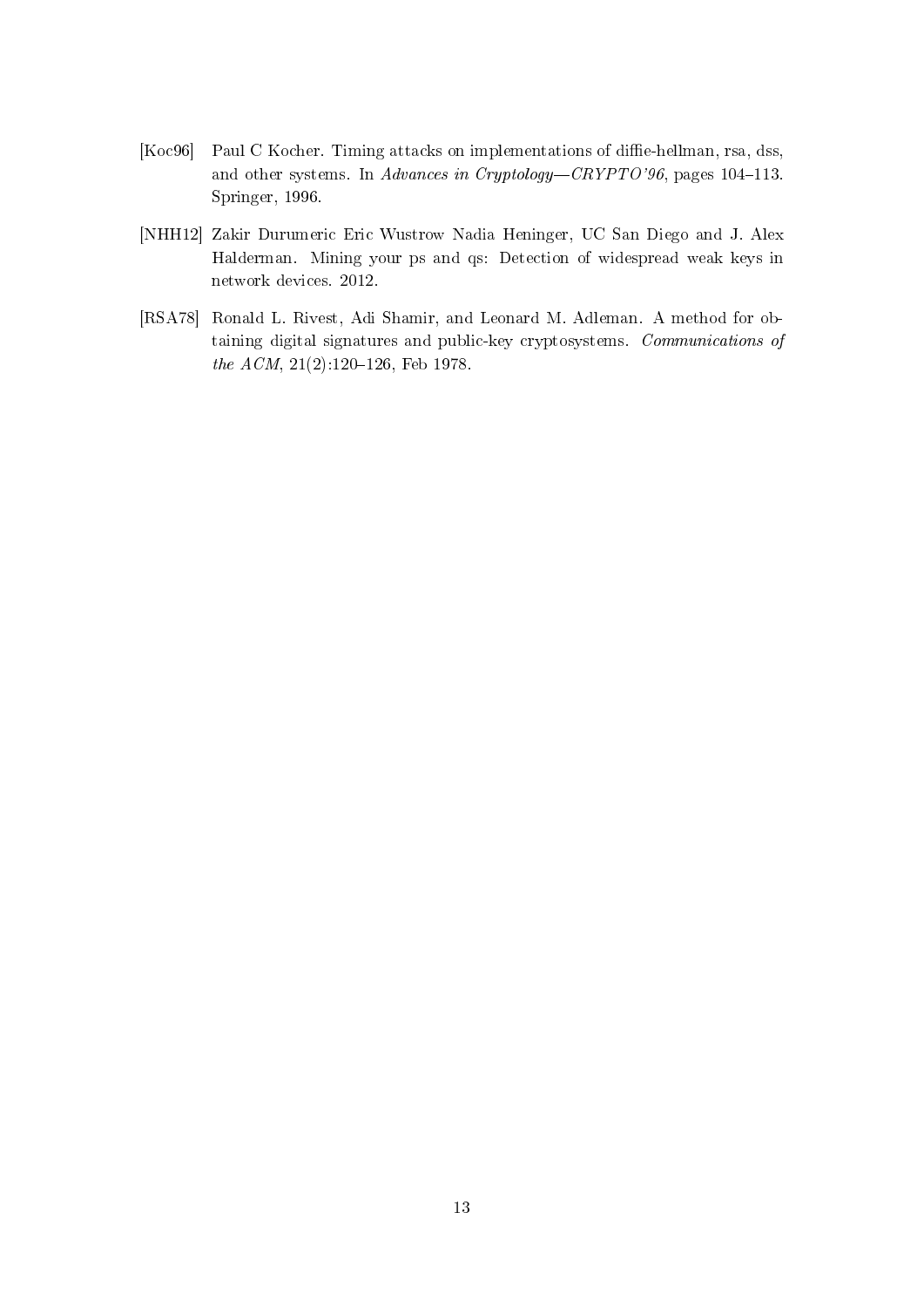[Koc96] Paul C Kocher. Timing attacks on implementations of diffie-hellman, rsa, dss, and other systems. In *Advances in Cryptology—CRYPTO'96*, pages 104–113. Springer, 1996.

[NHH12] Zakir Durumeric Eric Wustrow Nadia Heninger, UC San Diego and J. Alex Halderman. Mining your ps and qs: Detection of widespread weak keys in network devices. 2012.

[RSA78] Ronald L. Rivest, Adi Shamir, and Leonard M. Adleman. A method for obtaining digital signatures and public-key cryptosystems. *Communications of the ACM*, 21(2):120–126, Feb 1978.